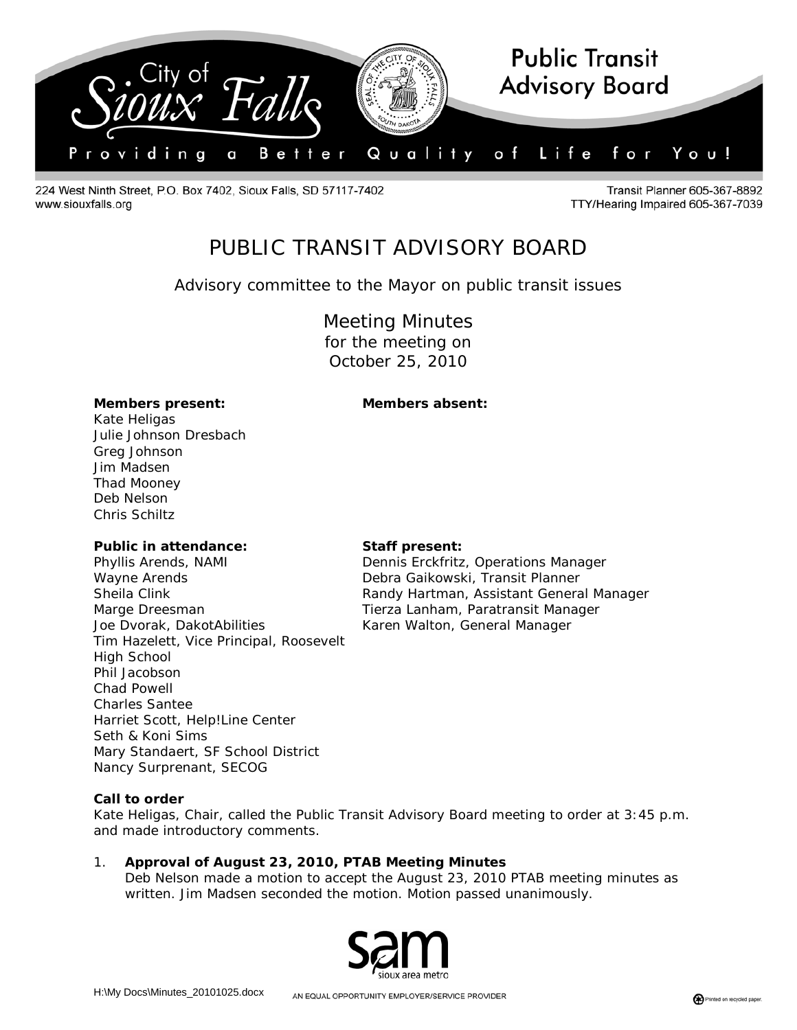City of Sioux Falls

**Public Transit Advisory Board**

Providing a Better Quality of Life for You!

224 West Ninth Street, P.O. Box 7402, Sioux Falls, SD 57117-7402
www.siouxfalls.org

Transit Planner 605-367-8892
TTY/Hearing Impaired 605-367-7039

# PUBLIC TRANSIT ADVISORY BOARD

Advisory committee to the Mayor on public transit issues

## Meeting Minutes

for the meeting on
October 25, 2010

**Members present:**
Kate Heligas
Julie Johnson Dresbach
Greg Johnson
Jim Madsen
Thad Mooney
Deb Nelson
Chris Schiltz

**Members absent:**

**Public in attendance:**
Phyllis Arends, NAMI
Wayne Arends
Sheila Clink
Marge Dreesman
Joe Dvorak, DakotAbilities
Tim Hazelett, Vice Principal, Roosevelt High School
Phil Jacobson
Chad Powell
Charles Santee
Harriet Scott, Help!Line Center
Seth & Koni Sims
Mary Standaert, SF School District
Nancy Surprenant, SECOG

**Staff present:**
Dennis Erckfritz, Operations Manager
Debra Gaikowski, Transit Planner
Randy Hartman, Assistant General Manager
Tierza Lanham, Paratransit Manager
Karen Walton, General Manager

**Call to order**
Kate Heligas, Chair, called the Public Transit Advisory Board meeting to order at 3:45 p.m. and made introductory comments.

1. **Approval of August 23, 2010, PTAB Meeting Minutes**
   Deb Nelson made a motion to accept the August 23, 2010 PTAB meeting minutes as written. Jim Madsen seconded the motion. Motion passed unanimously.

sam sioux area metro

H:\My Docs\Minutes_20101025.docx

AN EQUAL OPPORTUNITY EMPLOYER/SERVICE PROVIDER

Printed on recycled paper.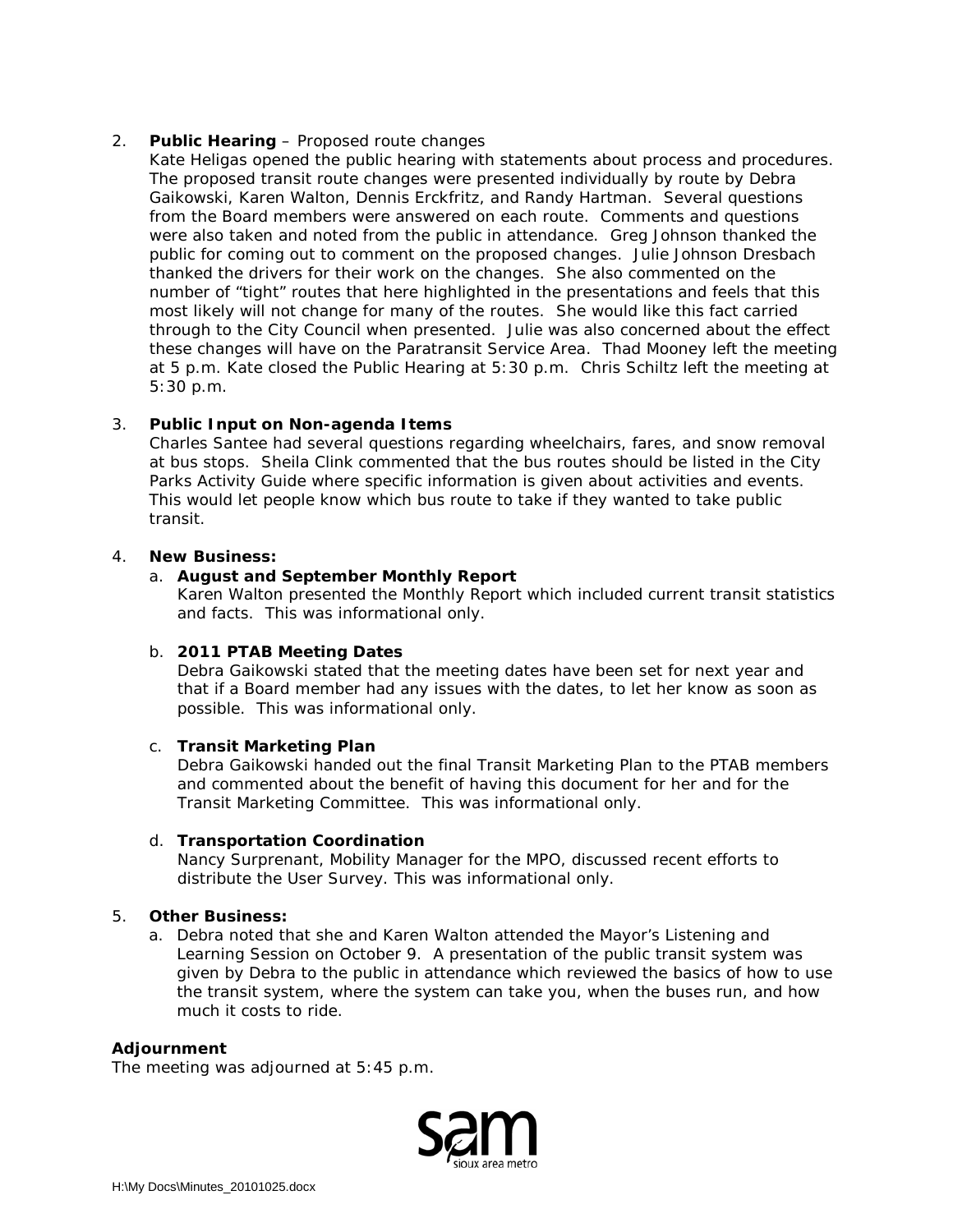2. **Public Hearing** – Proposed route changes
   Kate Heligas opened the public hearing with statements about process and procedures. The proposed transit route changes were presented individually by route by Debra Gaikowski, Karen Walton, Dennis Erckfritz, and Randy Hartman. Several questions from the Board members were answered on each route. Comments and questions were also taken and noted from the public in attendance. Greg Johnson thanked the public for coming out to comment on the proposed changes. Julie Johnson Dresbach thanked the drivers for their work on the changes. She also commented on the number of "tight" routes that here highlighted in the presentations and feels that this most likely will not change for many of the routes. She would like this fact carried through to the City Council when presented. Julie was also concerned about the effect these changes will have on the Paratransit Service Area. Thad Mooney left the meeting at 5 p.m. Kate closed the Public Hearing at 5:30 p.m. Chris Schiltz left the meeting at 5:30 p.m.

3. **Public Input on Non-agenda Items**
   Charles Santee had several questions regarding wheelchairs, fares, and snow removal at bus stops. Sheila Clink commented that the bus routes should be listed in the City Parks Activity Guide where specific information is given about activities and events. This would let people know which bus route to take if they wanted to take public transit.

4. **New Business:**
   a. **August and September Monthly Report**
      Karen Walton presented the Monthly Report which included current transit statistics and facts. This was informational only.

   b. **2011 PTAB Meeting Dates**
      Debra Gaikowski stated that the meeting dates have been set for next year and that if a Board member had any issues with the dates, to let her know as soon as possible. This was informational only.

   c. **Transit Marketing Plan**
      Debra Gaikowski handed out the final Transit Marketing Plan to the PTAB members and commented about the benefit of having this document for her and for the Transit Marketing Committee. This was informational only.

   d. **Transportation Coordination**
      Nancy Surprenant, Mobility Manager for the MPO, discussed recent efforts to distribute the User Survey. This was informational only.

5. **Other Business:**
   a. Debra noted that she and Karen Walton attended the Mayor's Listening and Learning Session on October 9. A presentation of the public transit system was given by Debra to the public in attendance which reviewed the basics of how to use the transit system, where the system can take you, when the buses run, and how much it costs to ride.

**Adjournment**
The meeting was adjourned at 5:45 p.m.

sam
sioux area metro

H:\My Docs\Minutes_20101025.docx